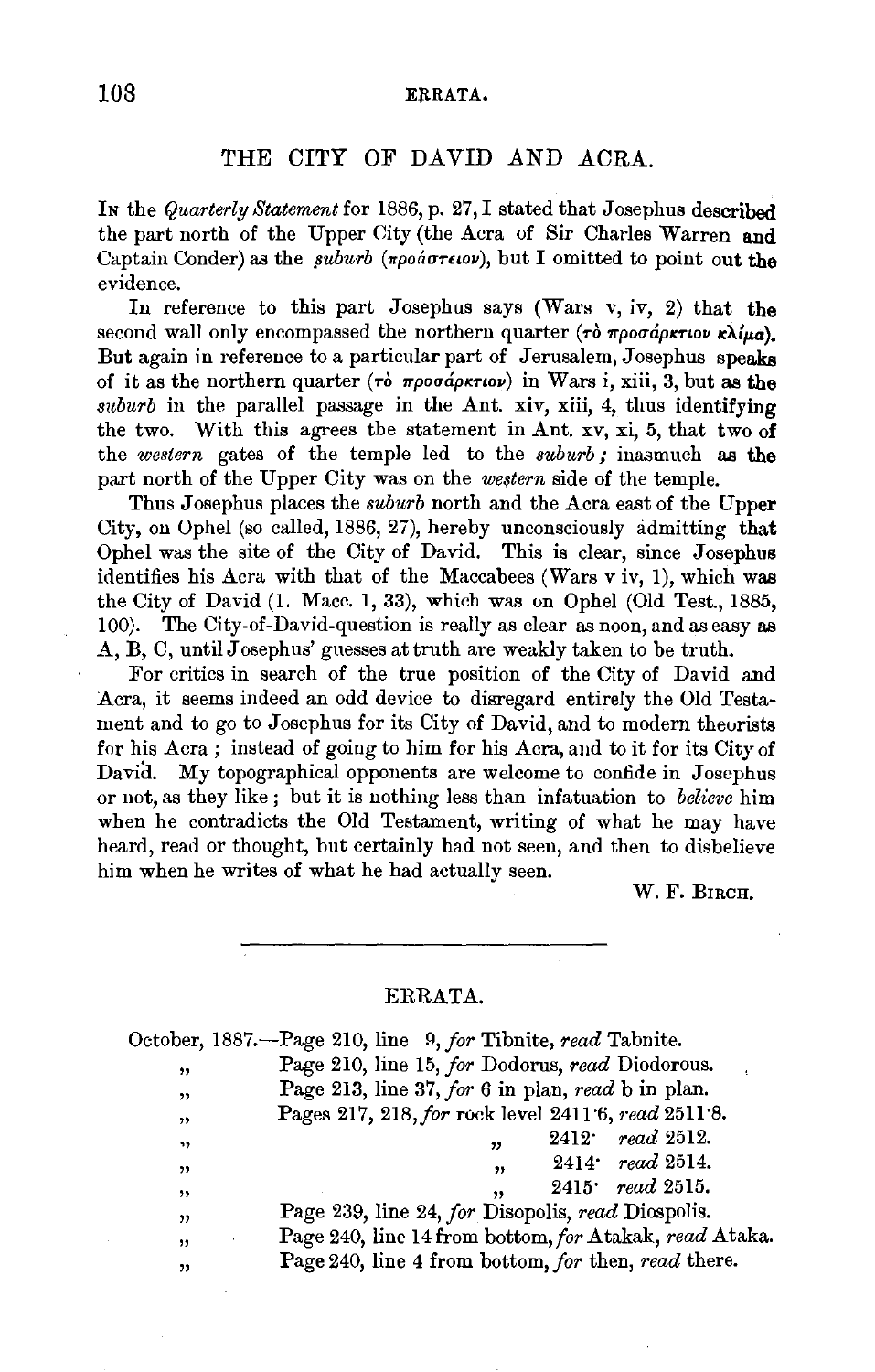## THE CITY OF DAVID AND ACRA.

In the *Quarterly Statement* for 1886, p. 27, I stated that Josephus described the part north of the Upper City (the Acra of Sir Charles Warren and Captain Conder) as the *suburb* (προάστειον), but I omitted to point out the evidence.

In reference to this part Josephus says (Wars v, iv, 2) that the second wall only encompassed the northern quarter (τὸ προσάρκτιον κλίμα). But again in reference to a particular part of Jerusalem, Josephus speaks of it as the northern quarter (τὸ προσάρκτιον) in Wars i, xiii, 3, but as the *suburb* in the parallel passage in the Ant. xiv, xiii, 4, thus identifying the two. With this agrees the statement in Ant. xv, xi, 5, that two of the *western* gates of the temple led to the *suburb;* inasmuch as the part north of the Upper City was on the *western* side of the temple.

Thus Josephus places the *suburb* north and the Acra east of the Upper City, on Ophel (so called, 1886, 27), hereby unconsciously admitting that Ophel was the site of the City of David. This is clear, since Josephus identifies his Acra with that of the Maccabees (Wars v iv, 1), which was the City of David (1. Macc. 1, 33), which was on Ophel (Old Test., 1885, 100). The City-of-David-question is really as clear as noon, and as easy as A, B, C, until Josephus' guesses at truth are weakly taken to be truth.

For critics in search of the true position of the City of David and Acra, it seems indeed an odd device to disregard entirely the Old Testament and to go to Josephus for its City of David, and to modern theorists for his Acra; instead of going to him for his Acra, and to it for its City of David. My topographical opponents are welcome to confide in Josephus or not, as they like; but it is nothing less than infatuation to *believe* him when he contradicts the Old Testament, writing of what he may have heard, read or thought, but certainly had not seen, and then to disbelieve him when he writes of what he had actually seen.

W. F. Birch.

---

## ERRATA.

October, 1887.—Page 210, line 9, *for* Tibnite, *read* Tabnite.
" Page 210, line 15, *for* Dodorus, *read* Diodorous.
" Page 213, line 37, *for* 6 in plan, *read* b in plan.
" Pages 217, 218, *for* rock level 2411·6, *read* 2511·8.
" " 2412· *read* 2512.
" " 2414· *read* 2514.
" " 2415· *read* 2515.
" Page 239, line 24, *for* Disopolis, *read* Diospolis.
" Page 240, line 14 from bottom, *for* Atakak, *read* Ataka.
" Page 240, line 4 from bottom, *for* then, *read* there.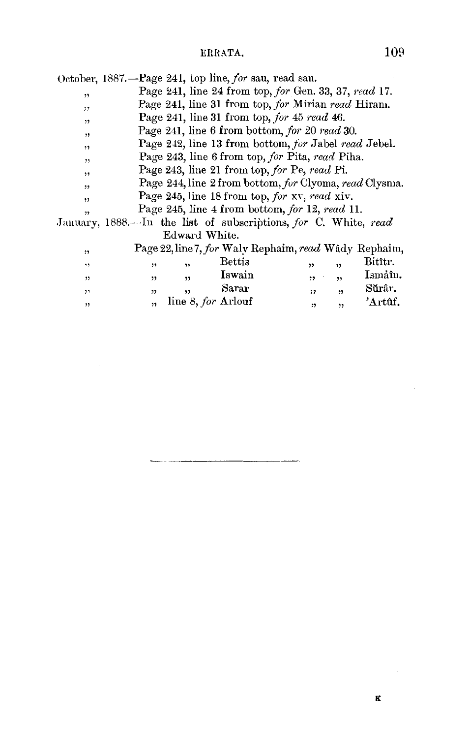## ERRATA.

October, 1887.—Page 241, top line, *for* sau, read san.

" Page 241, line 24 from top, *for* Gen. 33, 37, *read* 17.

" Page 241, line 31 from top, *for* Mirian *read* Hiram.

" Page 241, line 31 from top, *for* 45 *read* 46.

" Page 241, line 6 from bottom, *for* 20 *read* 30.

" Page 242, line 13 from bottom, *for* Jabel *read* Jebel.

" Page 243, line 6 from top, *for* Pita, *read* Piha.

" Page 243, line 21 from top, *for* Pe, *read* Pi.

" Page 244, line 2 from bottom, *for* Clyoma, *read* Clysma.

" Page 245, line 18 from top, *for* xv, *read* xiv.

" Page 245, line 4 from bottom, *for* 12, *read* 11.

January, 1888.—In the list of subscriptions, *for* C. White, *read* Edward White.

" Page 22, line 7, *for* Waly Rephaim, *read* Wâdy Rephaim,

" " " Bettis " " Bitîtr.

" " " Iswain " " Ismâîn.

" " " Sarar " " Sŭrâr.

" " line 8, *for* Arlouf " " 'Artûf.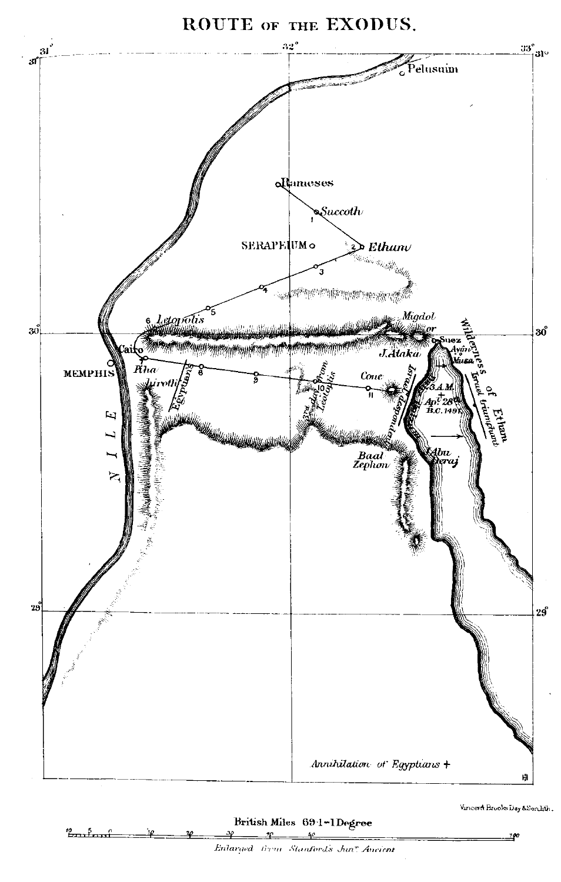# ROUTE OF THE EXODUS.

31°
32°
33°
31°
30°
30°
29°
29°

Pelusium
Rameses
Succoth
1
SERAPEIUM
2
Etham
3
4
5
6
Letopolis
Migdol
or
J. Ataka
Suez
Ayûn
Musa
Wilderness of Etham
Israel triumphant
Cairo
MEMPHIS
7
Pi-ha
hiroth
Egyptians
8
9
3rd day from Letopolis
10
Cone
11
Israel despondent
3 A.M.
Apl. 28
B.C. 1491
Abu
Deraj
Baal
Zephon
NILE

Annihilation of Egyptians +

Vincent Brooks Day & Son Lith.

British Miles 69·1 = 1 Degree

10 5 0 10 20 30 40 50 100

Enlarged from Stanford's Junr. Ancient